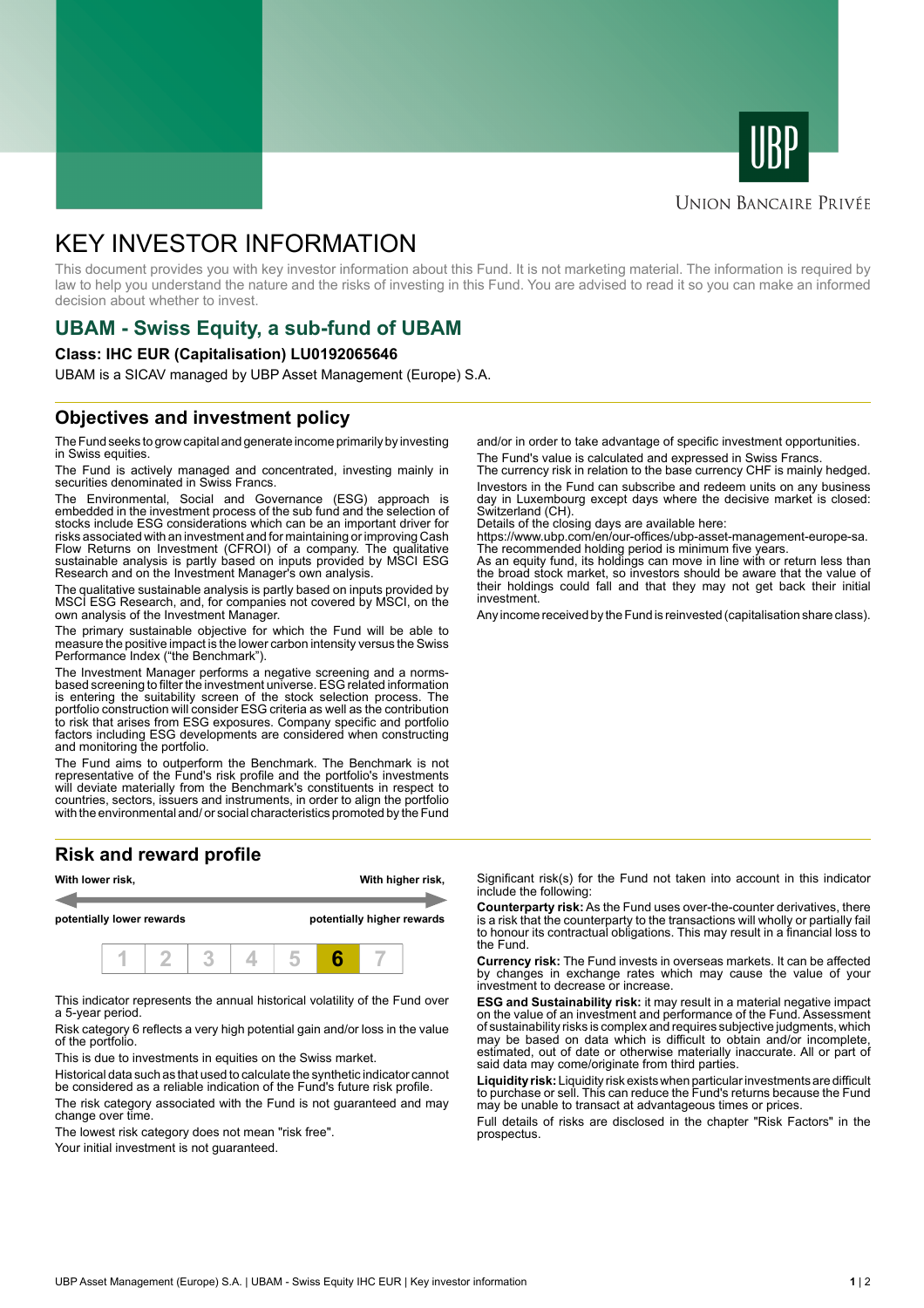UBP

UNION BANCAIRE PRIVÉE

# KEY INVESTOR INFORMATION

This document provides you with key investor information about this Fund. It is not marketing material. The information is required by law to help you understand the nature and the risks of investing in this Fund. You are advised to read it so you can make an informed decision about whether to invest.

## UBAM - Swiss Equity, a sub-fund of UBAM

**Class: IHC EUR (Capitalisation) LU0192065646**

UBAM is a SICAV managed by UBP Asset Management (Europe) S.A.

## Objectives and investment policy

The Fund seeks to grow capital and generate income primarily by investing in Swiss equities.

The Fund is actively managed and concentrated, investing mainly in securities denominated in Swiss Francs.

The Environmental, Social and Governance (ESG) approach is embedded in the investment process of the sub fund and the selection of stocks include ESG considerations which can be an important driver for risks associated with an investment and for maintaining or improving Cash Flow Returns on Investment (CFROI) of a company. The qualitative sustainable analysis is partly based on inputs provided by MSCI ESG Research and on the Investment Manager's own analysis.

The qualitative sustainable analysis is partly based on inputs provided by MSCI ESG Research, and, for companies not covered by MSCI, on the own analysis of the Investment Manager.

The primary sustainable objective for which the Fund will be able to measure the positive impact is the lower carbon intensity versus the Swiss Performance Index ("the Benchmark").

The Investment Manager performs a negative screening and a norms-based screening to filter the investment universe. ESG related information is entering the suitability screen of the stock selection process. The portfolio construction will consider ESG criteria as well as the contribution to risk that arises from ESG exposures. Company specific and portfolio factors including ESG developments are considered when constructing and monitoring the portfolio.

The Fund aims to outperform the Benchmark. The Benchmark is not representative of the Fund's risk profile and the portfolio's investments will deviate materially from the Benchmark's constituents in respect to countries, sectors, issuers and instruments, in order to align the portfolio with the environmental and/ or social characteristics promoted by the Fund and/or in order to take advantage of specific investment opportunities.

The Fund's value is calculated and expressed in Swiss Francs.

The currency risk in relation to the base currency CHF is mainly hedged.

Investors in the Fund can subscribe and redeem units on any business day in Luxembourg except days where the decisive market is closed: Switzerland (CH).

Details of the closing days are available here:

https://www.ubp.com/en/our-offices/ubp-asset-management-europe-sa.

The recommended holding period is minimum five years.

As an equity fund, its holdings can move in line with or return less than the broad stock market, so investors should be aware that the value of their holdings could fall and that they may not get back their initial investment.

Any income received by the Fund is reinvested (capitalisation share class).

## Risk and reward profile

**With lower risk,** **potentially lower rewards** — **With higher risk,** **potentially higher rewards**

| 1 | 2 | 3 | 4 | 5 | **6** | 7 |
|---|---|---|---|---|---|---|

This indicator represents the annual historical volatility of the Fund over a 5-year period.

Risk category 6 reflects a very high potential gain and/or loss in the value of the portfolio.

This is due to investments in equities on the Swiss market.

Historical data such as that used to calculate the synthetic indicator cannot be considered as a reliable indication of the Fund's future risk profile.

The risk category associated with the Fund is not guaranteed and may change over time.

The lowest risk category does not mean "risk free".

Your initial investment is not guaranteed.

Significant risk(s) for the Fund not taken into account in this indicator include the following:

**Counterparty risk:** As the Fund uses over-the-counter derivatives, there is a risk that the counterparty to the transactions will wholly or partially fail to honour its contractual obligations. This may result in a financial loss to the Fund.

**Currency risk:** The Fund invests in overseas markets. It can be affected by changes in exchange rates which may cause the value of your investment to decrease or increase.

**ESG and Sustainability risk:** it may result in a material negative impact on the value of an investment and performance of the Fund. Assessment of sustainability risks is complex and requires subjective judgments, which may be based on data which is difficult to obtain and/or incomplete, estimated, out of date or otherwise materially inaccurate. All or part of said data may come/originate from third parties.

**Liquidity risk:** Liquidity risk exists when particular investments are difficult to purchase or sell. This can reduce the Fund's returns because the Fund may be unable to transact at advantageous times or prices.

Full details of risks are disclosed in the chapter "Risk Factors" in the prospectus.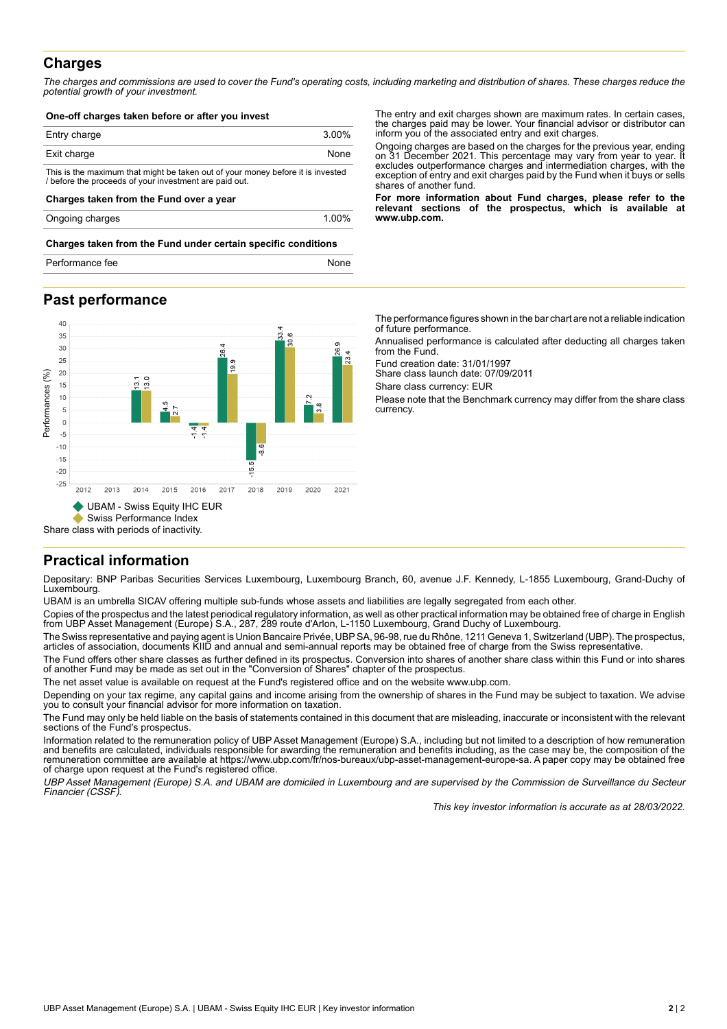## Charges

*The charges and commissions are used to cover the Fund's operating costs, including marketing and distribution of shares. These charges reduce the potential growth of your investment.*

| One-off charges taken before or after you invest | |
|---|---|
| Entry charge | 3.00% |
| Exit charge | None |

This is the maximum that might be taken out of your money before it is invested / before the proceeds of your investment are paid out.

| Charges taken from the Fund over a year | |
|---|---|
| Ongoing charges | 1.00% |

| Charges taken from the Fund under certain specific conditions | |
|---|---|
| Performance fee | None |

The entry and exit charges shown are maximum rates. In certain cases, the charges paid may be lower. Your financial advisor or distributor can inform you of the associated entry and exit charges.

Ongoing charges are based on the charges for the previous year, ending on 31 December 2021. This percentage may vary from year to year. It excludes outperformance charges and intermediation charges, with the exception of entry and exit charges paid by the Fund when it buys or sells shares of another fund.

**For more information about Fund charges, please refer to the relevant sections of the prospectus, which is available at www.ubp.com.**

## Past performance

Performances (%)

40
35
30
25
20
15
10
5
0
-5
-10
-15
-20
-25

2012 2013 2014 2015 2016 2017 2018 2019 2020 2021

13.1 13.0
4.5 2.7
-1.4 -1.4
26.4 19.9
-15.5 -8.6
33.4 30.6
7.2 3.8
26.9 23.4

UBAM - Swiss Equity IHC EUR
Swiss Performance Index

Share class with periods of inactivity.

The performance figures shown in the bar chart are not a reliable indication of future performance.

Annualised performance is calculated after deducting all charges taken from the Fund.

Fund creation date: 31/01/1997
Share class launch date: 07/09/2011

Share class currency: EUR

Please note that the Benchmark currency may differ from the share class currency.

## Practical information

Depositary: BNP Paribas Securities Services Luxembourg, Luxembourg Branch, 60, avenue J.F. Kennedy, L-1855 Luxembourg, Grand-Duchy of Luxembourg.

UBAM is an umbrella SICAV offering multiple sub-funds whose assets and liabilities are legally segregated from each other.

Copies of the prospectus and the latest periodical regulatory information, as well as other practical information may be obtained free of charge in English from UBP Asset Management (Europe) S.A., 287, 289 route d'Arlon, L-1150 Luxembourg, Grand Duchy of Luxembourg.

The Swiss representative and paying agent is Union Bancaire Privée, UBP SA, 96-98, rue du Rhône, 1211 Geneva 1, Switzerland (UBP). The prospectus, articles of association, documents KIID and annual and semi-annual reports may be obtained free of charge from the Swiss representative.

The Fund offers other share classes as further defined in its prospectus. Conversion into shares of another share class within this Fund or into shares of another Fund may be made as set out in the "Conversion of Shares" chapter of the prospectus.

The net asset value is available on request at the Fund's registered office and on the website www.ubp.com.

Depending on your tax regime, any capital gains and income arising from the ownership of shares in the Fund may be subject to taxation. We advise you to consult your financial advisor for more information on taxation.

The Fund may only be held liable on the basis of statements contained in this document that are misleading, inaccurate or inconsistent with the relevant sections of the Fund's prospectus.

Information related to the remuneration policy of UBP Asset Management (Europe) S.A., including but not limited to a description of how remuneration and benefits are calculated, individuals responsible for awarding the remuneration and benefits including, as the case may be, the composition of the remuneration committee are available at https://www.ubp.com/fr/nos-bureaux/ubp-asset-management-europe-sa. A paper copy may be obtained free of charge upon request at the Fund's registered office.

*UBP Asset Management (Europe) S.A. and UBAM are domiciled in Luxembourg and are supervised by the Commission de Surveillance du Secteur Financier (CSSF).*

*This key investor information is accurate as at 28/03/2022.*